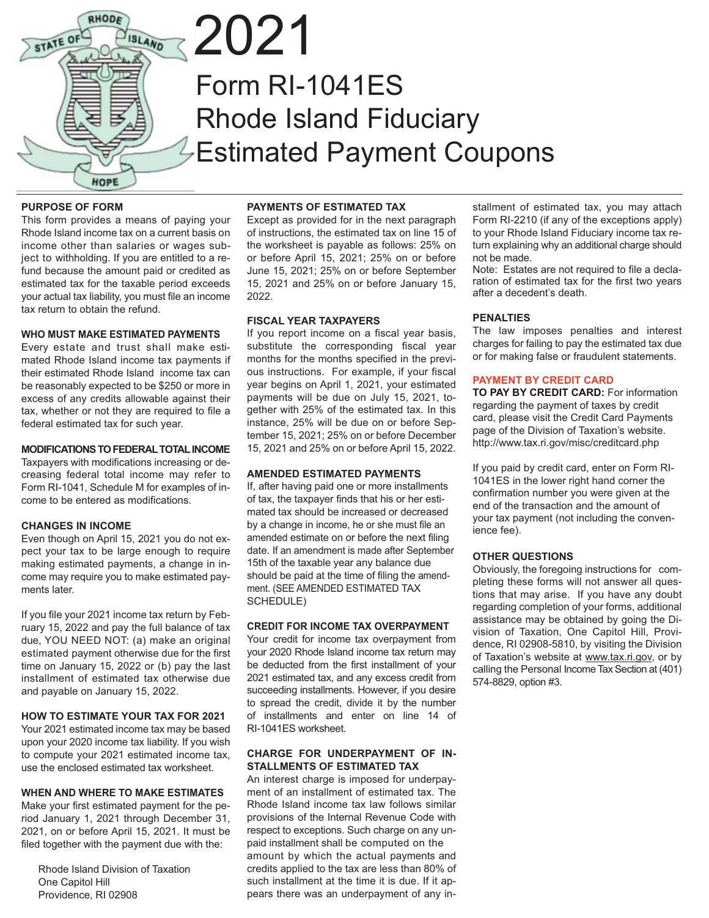# 2021

# Form RI-1041ES Rhode Island Fiduciary Estimated Payment Coupons

## PURPOSE OF FORM

This form provides a means of paying your Rhode Island income tax on a current basis on income other than salaries or wages subject to withholding. If you are entitled to a refund because the amount paid or credited as estimated tax for the taxable period exceeds your actual tax liability, you must file an income tax return to obtain the refund.

## WHO MUST MAKE ESTIMATED PAYMENTS

Every estate and trust shall make estimated Rhode Island income tax payments if their estimated Rhode Island income tax can be reasonably expected to be $250 or more in excess of any credits allowable against their tax, whether or not they are required to file a federal estimated tax for such year.

## MODIFICATIONS TO FEDERAL TOTAL INCOME

Taxpayers with modifications increasing or decreasing federal total income may refer to Form RI-1041, Schedule M for examples of income to be entered as modifications.

## CHANGES IN INCOME

Even though on April 15, 2021 you do not expect your tax to be large enough to require making estimated payments, a change in income may require you to make estimated payments later.

If you file your 2021 income tax return by February 15, 2022 and pay the full balance of tax due, YOU NEED NOT: (a) make an original estimated payment otherwise due for the first time on January 15, 2022 or (b) pay the last installment of estimated tax otherwise due and payable on January 15, 2022.

## HOW TO ESTIMATE YOUR TAX FOR 2021

Your 2021 estimated income tax may be based upon your 2020 income tax liability. If you wish to compute your 2021 estimated income tax, use the enclosed estimated tax worksheet.

## WHEN AND WHERE TO MAKE ESTIMATES

Make your first estimated payment for the period January 1, 2021 through December 31, 2021, on or before April 15, 2021. It must be filed together with the payment due with the:

Rhode Island Division of Taxation
One Capitol Hill
Providence, RI 02908

## PAYMENTS OF ESTIMATED TAX

Except as provided for in the next paragraph of instructions, the estimated tax on line 15 of the worksheet is payable as follows: 25% on or before April 15, 2021; 25% on or before June 15, 2021; 25% on or before September 15, 2021 and 25% on or before January 15, 2022.

## FISCAL YEAR TAXPAYERS

If you report income on a fiscal year basis, substitute the corresponding fiscal year months for the months specified in the previous instructions. For example, if your fiscal year begins on April 1, 2021, your estimated payments will be due on July 15, 2021, together with 25% of the estimated tax. In this instance, 25% will be due on or before September 15, 2021; 25% on or before December 15, 2021 and 25% on or before April 15, 2022.

## AMENDED ESTIMATED PAYMENTS

If, after having paid one or more installments of tax, the taxpayer finds that his or her estimated tax should be increased or decreased by a change in income, he or she must file an amended estimate on or before the next filing date. If an amendment is made after September 15th of the taxable year any balance due should be paid at the time of filing the amendment. (SEE AMENDED ESTIMATED TAX SCHEDULE)

## CREDIT FOR INCOME TAX OVERPAYMENT

Your credit for income tax overpayment from your 2020 Rhode Island income tax return may be deducted from the first installment of your 2021 estimated tax, and any excess credit from succeeding installments. However, if you desire to spread the credit, divide it by the number of installments and enter on line 14 of RI-1041ES worksheet.

## CHARGE FOR UNDERPAYMENT OF INSTALLMENTS OF ESTIMATED TAX

An interest charge is imposed for underpayment of an installment of estimated tax. The Rhode Island income tax law follows similar provisions of the Internal Revenue Code with respect to exceptions. Such charge on any unpaid installment shall be computed on the amount by which the actual payments and credits applied to the tax are less than 80% of such installment at the time it is due. If it appears there was an underpayment of any installment of estimated tax, you may attach Form RI-2210 (if any of the exceptions apply) to your Rhode Island Fiduciary income tax return explaining why an additional charge should not be made.

Note: Estates are not required to file a declaration of estimated tax for the first two years after a decedent's death.

## PENALTIES

The law imposes penalties and interest charges for failing to pay the estimated tax due or for making false or fraudulent statements.

## PAYMENT BY CREDIT CARD

**TO PAY BY CREDIT CARD:** For information regarding the payment of taxes by credit card, please visit the Credit Card Payments page of the Division of Taxation's website. http://www.tax.ri.gov/misc/creditcard.php

If you paid by credit card, enter on Form RI-1041ES in the lower right hand corner the confirmation number you were given at the end of the transaction and the amount of your tax payment (not including the convenience fee).

## OTHER QUESTIONS

Obviously, the foregoing instructions for completing these forms will not answer all questions that may arise. If you have any doubt regarding completion of your forms, additional assistance may be obtained by going the Division of Taxation, One Capitol Hill, Providence, RI 02908-5810, by visiting the Division of Taxation's website at www.tax.ri.gov, or by calling the Personal Income Tax Section at (401) 574-8829, option #3.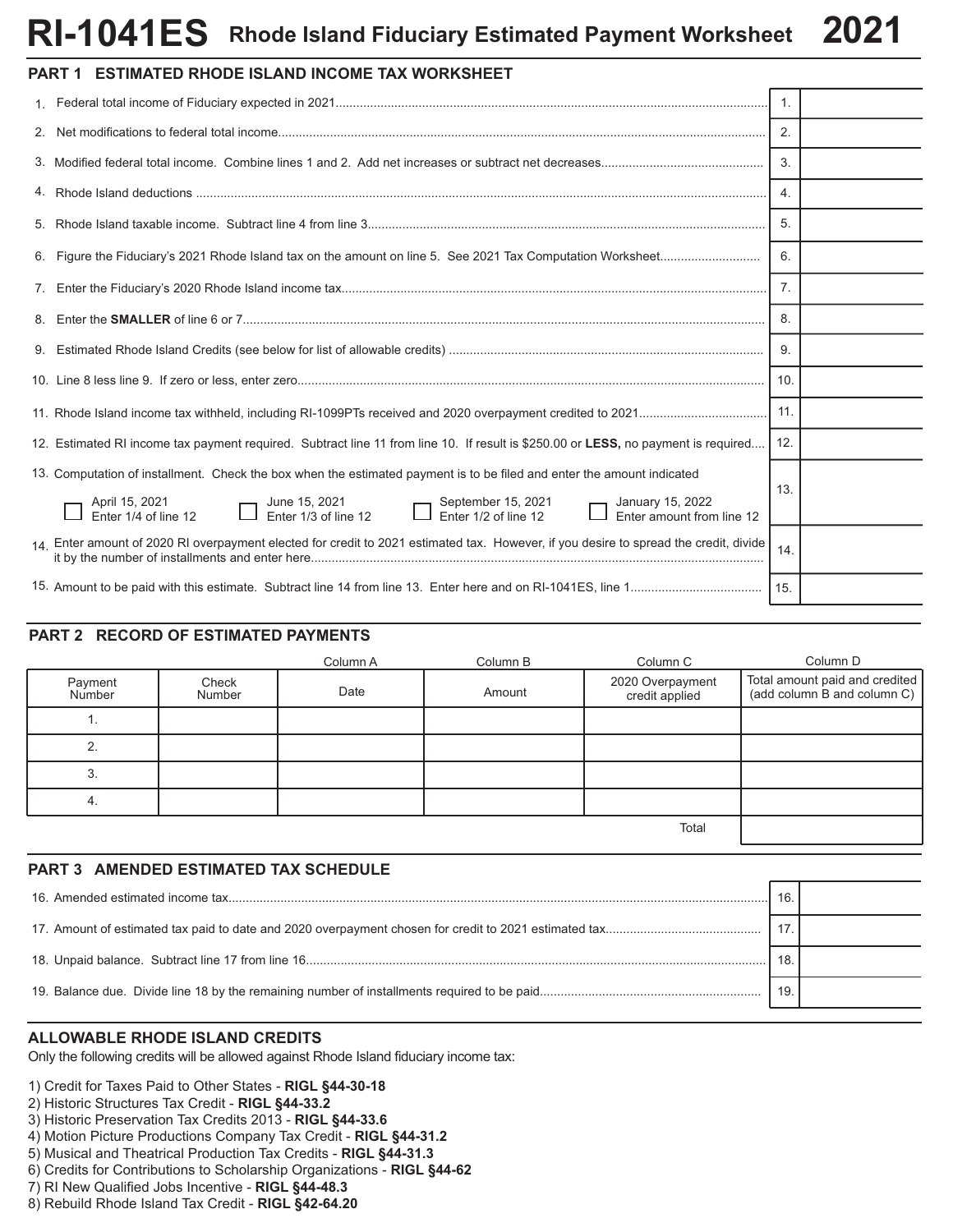# RI-1041ES Rhode Island Fiduciary Estimated Payment Worksheet 2021

## PART 1 ESTIMATED RHODE ISLAND INCOME TAX WORKSHEET

| | | |
|---|---|---|
| 1. Federal total income of Fiduciary expected in 2021 | 1. | |
| 2. Net modifications to federal total income | 2. | |
| 3. Modified federal total income. Combine lines 1 and 2. Add net increases or subtract net decreases | 3. | |
| 4. Rhode Island deductions | 4. | |
| 5. Rhode Island taxable income. Subtract line 4 from line 3 | 5. | |
| 6. Figure the Fiduciary's 2021 Rhode Island tax on the amount on line 5. See 2021 Tax Computation Worksheet | 6. | |
| 7. Enter the Fiduciary's 2020 Rhode Island income tax | 7. | |
| 8. Enter the **SMALLER** of line 6 or 7 | 8. | |
| 9. Estimated Rhode Island Credits (see below for list of allowable credits) | 9. | |
| 10. Line 8 less line 9. If zero or less, enter zero | 10. | |
| 11. Rhode Island income tax withheld, including RI-1099PTs received and 2020 overpayment credited to 2021 | 11. | |
| 12. Estimated RI income tax payment required. Subtract line 11 from line 10. If result is $250.00 or **LESS,** no payment is required | 12. | |
| 13. Computation of installment. Check the box when the estimated payment is to be filed and enter the amount indicated<br>☐ April 15, 2021 Enter 1/4 of line 12 ☐ June 15, 2021 Enter 1/3 of line 12 ☐ September 15, 2021 Enter 1/2 of line 12 ☐ January 15, 2022 Enter amount from line 12 | 13. | |
| 14. Enter amount of 2020 RI overpayment elected for credit to 2021 estimated tax. However, if you desire to spread the credit, divide it by the number of installments and enter here | 14. | |
| 15. Amount to be paid with this estimate. Subtract line 14 from line 13. Enter here and on RI-1041ES, line 1 | 15. | |

## PART 2 RECORD OF ESTIMATED PAYMENTS

| | | Column A | Column B | Column C | Column D |
|---|---|---|---|---|---|
| Payment Number | Check Number | Date | Amount | 2020 Overpayment credit applied | Total amount paid and credited (add column B and column C) |
| 1. | | | | | |
| 2. | | | | | |
| 3. | | | | | |
| 4. | | | | | |
| | | | | Total | |

## PART 3 AMENDED ESTIMATED TAX SCHEDULE

| | | |
|---|---|---|
| 16. Amended estimated income tax | 16. | |
| 17. Amount of estimated tax paid to date and 2020 overpayment chosen for credit to 2021 estimated tax | 17. | |
| 18. Unpaid balance. Subtract line 17 from line 16 | 18. | |
| 19. Balance due. Divide line 18 by the remaining number of installments required to be paid | 19. | |

## ALLOWABLE RHODE ISLAND CREDITS

Only the following credits will be allowed against Rhode Island fiduciary income tax:

1) Credit for Taxes Paid to Other States - **RIGL §44-30-18**
2) Historic Structures Tax Credit - **RIGL §44-33.2**
3) Historic Preservation Tax Credits 2013 - **RIGL §44-33.6**
4) Motion Picture Productions Company Tax Credit - **RIGL §44-31.2**
5) Musical and Theatrical Production Tax Credits - **RIGL §44-31.3**
6) Credits for Contributions to Scholarship Organizations - **RIGL §44-62**
7) RI New Qualified Jobs Incentive - **RIGL §44-48.3**
8) Rebuild Rhode Island Tax Credit - **RIGL §42-64.20**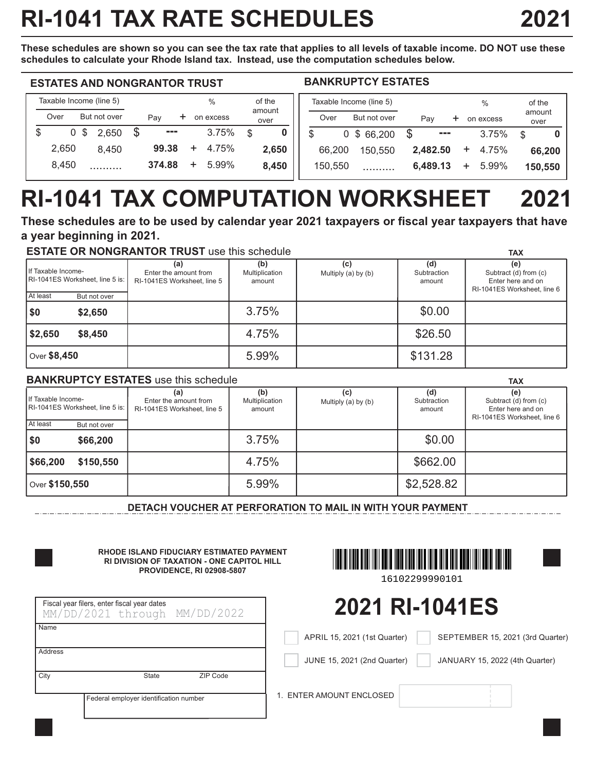# RI-1041 TAX RATE SCHEDULES 2021

**These schedules are shown so you can see the tax rate that applies to all levels of taxable income. DO NOT use these schedules to calculate your Rhode Island tax. Instead, use the computation schedules below.**

### ESTATES AND NONGRANTOR TRUST

| Taxable Income (line 5) Over | But not over | Pay | + | % on excess | of the amount over |
|---|---|---|---|---|---|
| $ 0 | $ 2,650 | $ --- | | 3.75% | $ 0 |
| 2,650 | 8,450 | 99.38 | + | 4.75% | 2,650 |
| 8,450 | .......... | 374.88 | + | 5.99% | 8,450 |

### BANKRUPTCY ESTATES

| Taxable Income (line 5) Over | But not over | Pay | + | % on excess | of the amount over |
|---|---|---|---|---|---|
| $ 0 | $ 66,200 | $ --- | | 3.75% | $ 0 |
| 66,200 | 150,550 | 2,482.50 | + | 4.75% | 66,200 |
| 150,550 | .......... | 6,489.13 | + | 5.99% | 150,550 |

# RI-1041 TAX COMPUTATION WORKSHEET 2021

**These schedules are to be used by calendar year 2021 taxpayers or fiscal year taxpayers that have a year beginning in 2021.**

**ESTATE OR NONGRANTOR TRUST** use this schedule

| If Taxable Income- RI-1041ES Worksheet, line 5 is: At least | But not over | (a) Enter the amount from RI-1041ES Worksheet, line 5 | (b) Multiplication amount | (c) Multiply (a) by (b) | (d) Subtraction amount | TAX (e) Subtract (d) from (c) Enter here and on RI-1041ES Worksheet, line 6 |
|---|---|---|---|---|---|---|
| $0 | $2,650 | | 3.75% | | $0.00 | |
| $2,650 | $8,450 | | 4.75% | | $26.50 | |
| Over $8,450 | | | 5.99% | | $131.28 | |

**BANKRUPTCY ESTATES** use this schedule

| If Taxable Income- RI-1041ES Worksheet, line 5 is: At least | But not over | (a) Enter the amount from RI-1041ES Worksheet, line 5 | (b) Multiplication amount | (c) Multiply (a) by (b) | (d) Subtraction amount | TAX (e) Subtract (d) from (c) Enter here and on RI-1041ES Worksheet, line 6 |
|---|---|---|---|---|---|---|
| $0 | $66,200 | | 3.75% | | $0.00 | |
| $66,200 | $150,550 | | 4.75% | | $662.00 | |
| Over $150,550 | | | 5.99% | | $2,528.82 | |

**DETACH VOUCHER AT PERFORATION TO MAIL IN WITH YOUR PAYMENT**

**RHODE ISLAND FIDUCIARY ESTIMATED PAYMENT**
**RI DIVISION OF TAXATION - ONE CAPITOL HILL**
**PROVIDENCE, RI 02908-5807**

16102299990101

## 2021 RI-1041ES

Fiscal year filers, enter fiscal year dates MM/DD/2021 through MM/DD/2022

Name

Address

City State ZIP Code

Federal employer identification number

☐ APRIL 15, 2021 (1st Quarter)
☐ JUNE 15, 2021 (2nd Quarter)
☐ SEPTEMBER 15, 2021 (3rd Quarter)
☐ JANUARY 15, 2022 (4th Quarter)

1. ENTER AMOUNT ENCLOSED